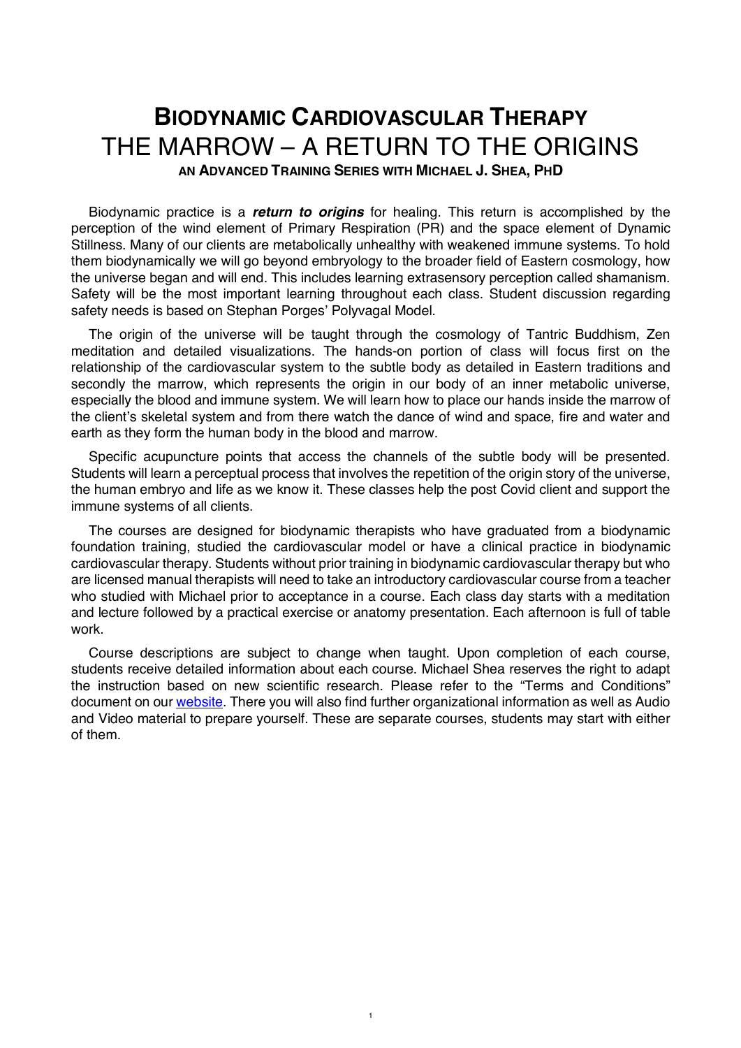# BIODYNAMIC CARDIOVASCULAR THERAPY
# THE MARROW – A RETURN TO THE ORIGINS

### AN ADVANCED TRAINING SERIES WITH MICHAEL J. SHEA, PHD

Biodynamic practice is a ***return to origins*** for healing. This return is accomplished by the perception of the wind element of Primary Respiration (PR) and the space element of Dynamic Stillness. Many of our clients are metabolically unhealthy with weakened immune systems. To hold them biodynamically we will go beyond embryology to the broader field of Eastern cosmology, how the universe began and will end. This includes learning extrasensory perception called shamanism. Safety will be the most important learning throughout each class. Student discussion regarding safety needs is based on Stephan Porges' Polyvagal Model.

The origin of the universe will be taught through the cosmology of Tantric Buddhism, Zen meditation and detailed visualizations. The hands-on portion of class will focus first on the relationship of the cardiovascular system to the subtle body as detailed in Eastern traditions and secondly the marrow, which represents the origin in our body of an inner metabolic universe, especially the blood and immune system. We will learn how to place our hands inside the marrow of the client's skeletal system and from there watch the dance of wind and space, fire and water and earth as they form the human body in the blood and marrow.

Specific acupuncture points that access the channels of the subtle body will be presented. Students will learn a perceptual process that involves the repetition of the origin story of the universe, the human embryo and life as we know it. These classes help the post Covid client and support the immune systems of all clients.

The courses are designed for biodynamic therapists who have graduated from a biodynamic foundation training, studied the cardiovascular model or have a clinical practice in biodynamic cardiovascular therapy. Students without prior training in biodynamic cardiovascular therapy but who are licensed manual therapists will need to take an introductory cardiovascular course from a teacher who studied with Michael prior to acceptance in a course. Each class day starts with a meditation and lecture followed by a practical exercise or anatomy presentation. Each afternoon is full of table work.

Course descriptions are subject to change when taught. Upon completion of each course, students receive detailed information about each course. Michael Shea reserves the right to adapt the instruction based on new scientific research. Please refer to the "Terms and Conditions" document on our website. There you will also find further organizational information as well as Audio and Video material to prepare yourself. These are separate courses, students may start with either of them.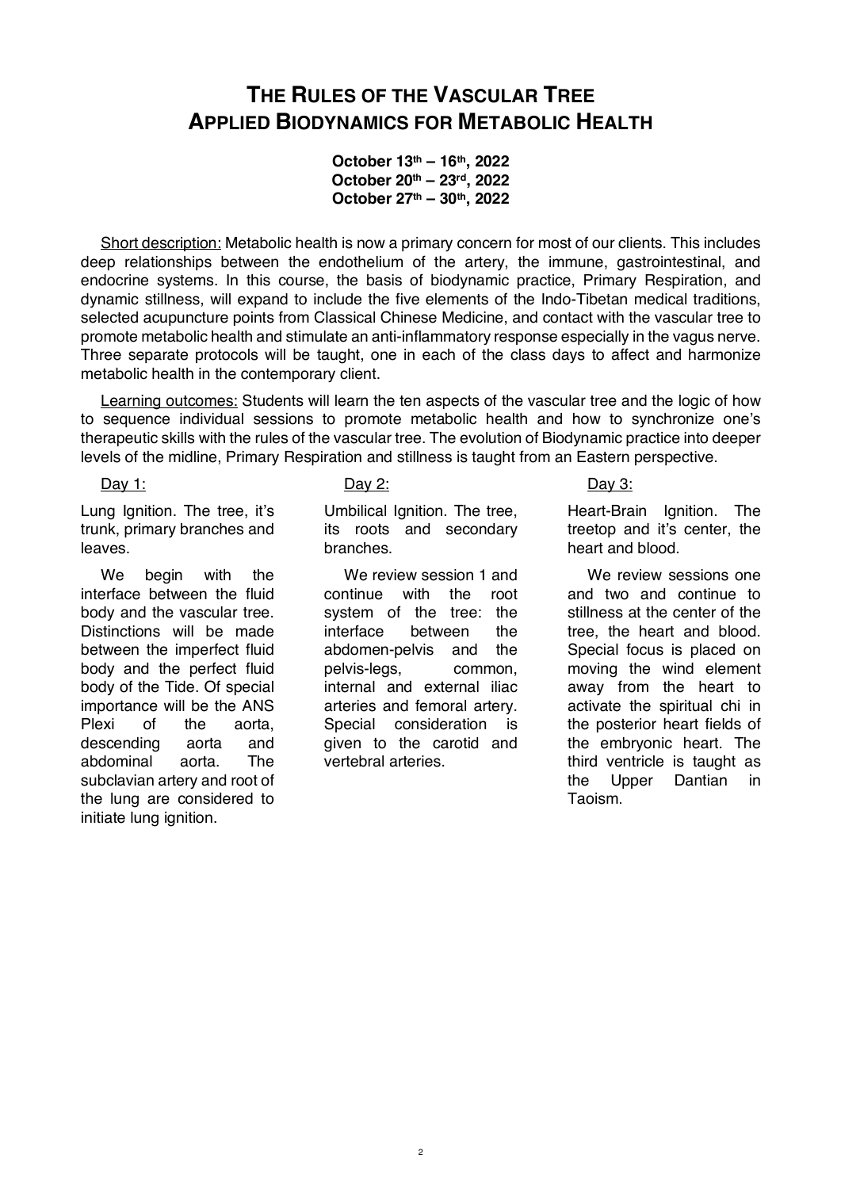# THE RULES OF THE VASCULAR TREE
# APPLIED BIODYNAMICS FOR METABOLIC HEALTH

**October 13th – 16th, 2022**
**October 20th – 23rd, 2022**
**October 27th – 30th, 2022**

Short description: Metabolic health is now a primary concern for most of our clients. This includes deep relationships between the endothelium of the artery, the immune, gastrointestinal, and endocrine systems. In this course, the basis of biodynamic practice, Primary Respiration, and dynamic stillness, will expand to include the five elements of the Indo-Tibetan medical traditions, selected acupuncture points from Classical Chinese Medicine, and contact with the vascular tree to promote metabolic health and stimulate an anti-inflammatory response especially in the vagus nerve. Three separate protocols will be taught, one in each of the class days to affect and harmonize metabolic health in the contemporary client.

Learning outcomes: Students will learn the ten aspects of the vascular tree and the logic of how to sequence individual sessions to promote metabolic health and how to synchronize one's therapeutic skills with the rules of the vascular tree. The evolution of Biodynamic practice into deeper levels of the midline, Primary Respiration and stillness is taught from an Eastern perspective.

Day 1:

Lung Ignition. The tree, it's trunk, primary branches and leaves.

We begin with the interface between the fluid body and the vascular tree. Distinctions will be made between the imperfect fluid body and the perfect fluid body of the Tide. Of special importance will be the ANS Plexi of the aorta, descending aorta and abdominal aorta. The subclavian artery and root of the lung are considered to initiate lung ignition.

Day 2:

Umbilical Ignition. The tree, its roots and secondary branches.

We review session 1 and continue with the root system of the tree: the interface between the abdomen-pelvis and the pelvis-legs, common, internal and external iliac arteries and femoral artery. Special consideration is given to the carotid and vertebral arteries.

Day 3:

Heart-Brain Ignition. The treetop and it's center, the heart and blood.

We review sessions one and two and continue to stillness at the center of the tree, the heart and blood. Special focus is placed on moving the wind element away from the heart to activate the spiritual chi in the posterior heart fields of the embryonic heart. The third ventricle is taught as the Upper Dantian in Taoism.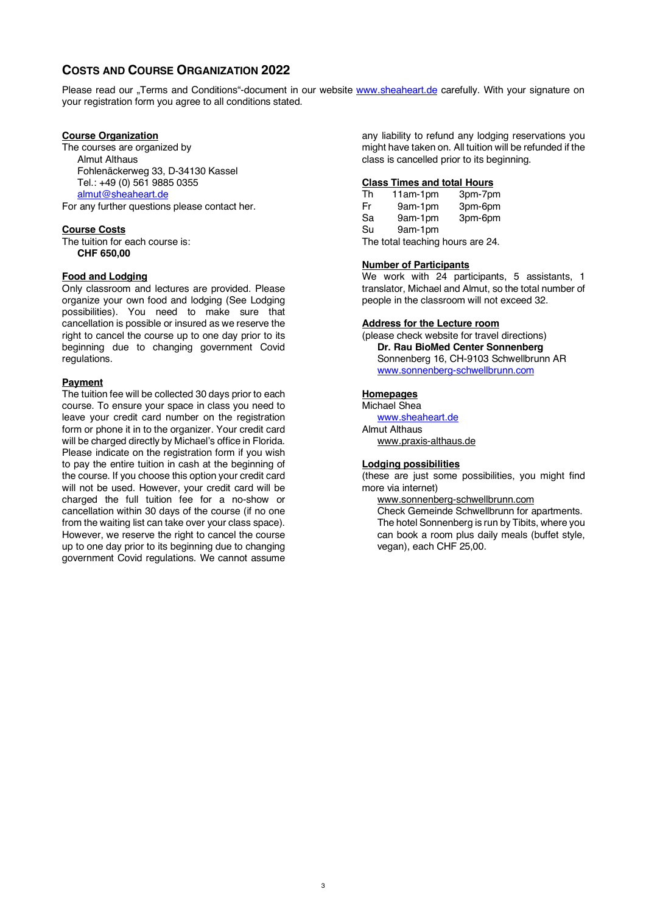## Costs and Course Organization 2022

Please read our „Terms and Conditions"-document in our website www.sheaheart.de carefully. With your signature on your registration form you agree to all conditions stated.

**Course Organization**

The courses are organized by

Almut Althaus
Fohlenäckerweg 33, D-34130 Kassel
Tel.: +49 (0) 561 9885 0355
almut@sheaheart.de

For any further questions please contact her.

**Course Costs**

The tuition for each course is:

**CHF 650,00**

**Food and Lodging**

Only classroom and lectures are provided. Please organize your own food and lodging (See Lodging possibilities). You need to make sure that cancellation is possible or insured as we reserve the right to cancel the course up to one day prior to its beginning due to changing government Covid regulations.

**Payment**

The tuition fee will be collected 30 days prior to each course. To ensure your space in class you need to leave your credit card number on the registration form or phone it in to the organizer. Your credit card will be charged directly by Michael's office in Florida. Please indicate on the registration form if you wish to pay the entire tuition in cash at the beginning of the course. If you choose this option your credit card will not be used. However, your credit card will be charged the full tuition fee for a no-show or cancellation within 30 days of the course (if no one from the waiting list can take over your class space). However, we reserve the right to cancel the course up to one day prior to its beginning due to changing government Covid regulations. We cannot assume any liability to refund any lodging reservations you might have taken on. All tuition will be refunded if the class is cancelled prior to its beginning.

**Class Times and total Hours**

| | | |
|---|---|---|
| Th | 11am-1pm | 3pm-7pm |
| Fr | 9am-1pm | 3pm-6pm |
| Sa | 9am-1pm | 3pm-6pm |
| Su | 9am-1pm | |

The total teaching hours are 24.

**Number of Participants**

We work with 24 participants, 5 assistants, 1 translator, Michael and Almut, so the total number of people in the classroom will not exceed 32.

**Address for the Lecture room**

(please check website for travel directions)

**Dr. Rau BioMed Center Sonnenberg**
Sonnenberg 16, CH-9103 Schwellbrunn AR
www.sonnenberg-schwellbrunn.com

**Homepages**

Michael Shea
www.sheaheart.de

Almut Althaus
www.praxis-althaus.de

**Lodging possibilities**

(these are just some possibilities, you might find more via internet)

www.sonnenberg-schwellbrunn.com
Check Gemeinde Schwellbrunn for apartments.
The hotel Sonnenberg is run by Tibits, where you can book a room plus daily meals (buffet style, vegan), each CHF 25,00.